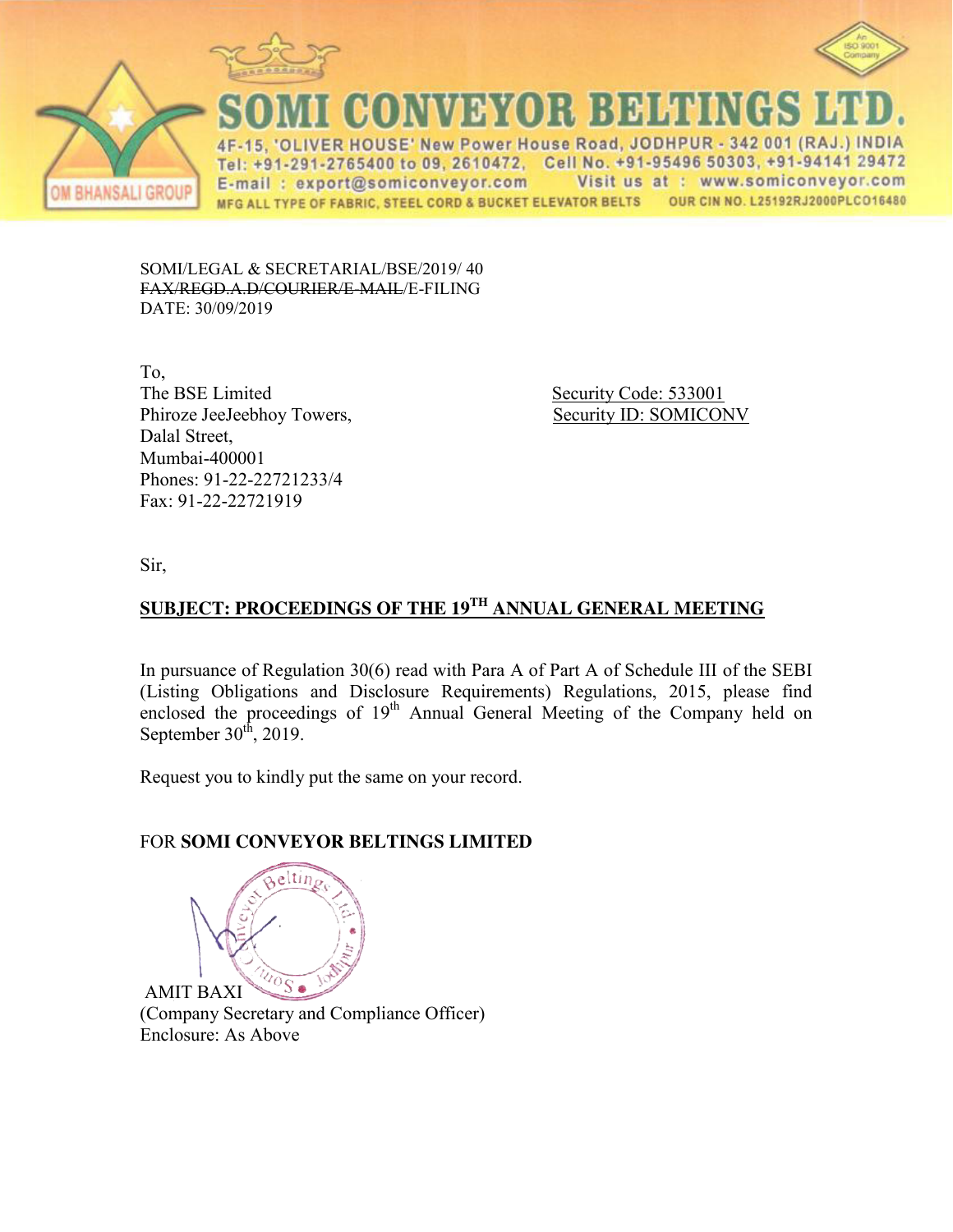# SOMI CONVEYOR BELTINGS LTD.

4F-15, 'OLIVER HOUSE' New Power House Road, JODHPUR - 342 001 (RAJ.) INDIA
Tel: +91-291-2765400 to 09, 2610472, Cell No. +91-95496 50303, +91-94141 29472
E-mail : export@somiconveyor.com Visit us at : www.somiconveyor.com
MFG ALL TYPE OF FABRIC, STEEL CORD & BUCKET ELEVATOR BELTS OUR CIN NO. L25192RJ2000PLCO16480

OM BHANSALI GROUP

SOMI/LEGAL & SECRETARIAL/BSE/2019/ 40
~~FAX/REGD.A.D/COURIER/E-MAIL~~/E-FILING
DATE: 30/09/2019

To,
The BSE Limited
Phiroze JeeJeebhoy Towers,
Dalal Street,
Mumbai-400001
Phones: 91-22-22721233/4
Fax: 91-22-22721919

Security Code: 533001
Security ID: SOMICONV

Sir,

**SUBJECT: PROCEEDINGS OF THE 19TH ANNUAL GENERAL MEETING**

In pursuance of Regulation 30(6) read with Para A of Part A of Schedule III of the SEBI (Listing Obligations and Disclosure Requirements) Regulations, 2015, please find enclosed the proceedings of 19th Annual General Meeting of the Company held on September 30th, 2019.

Request you to kindly put the same on your record.

FOR **SOMI CONVEYOR BELTINGS LIMITED**

AMIT BAXI
(Company Secretary and Compliance Officer)
Enclosure: As Above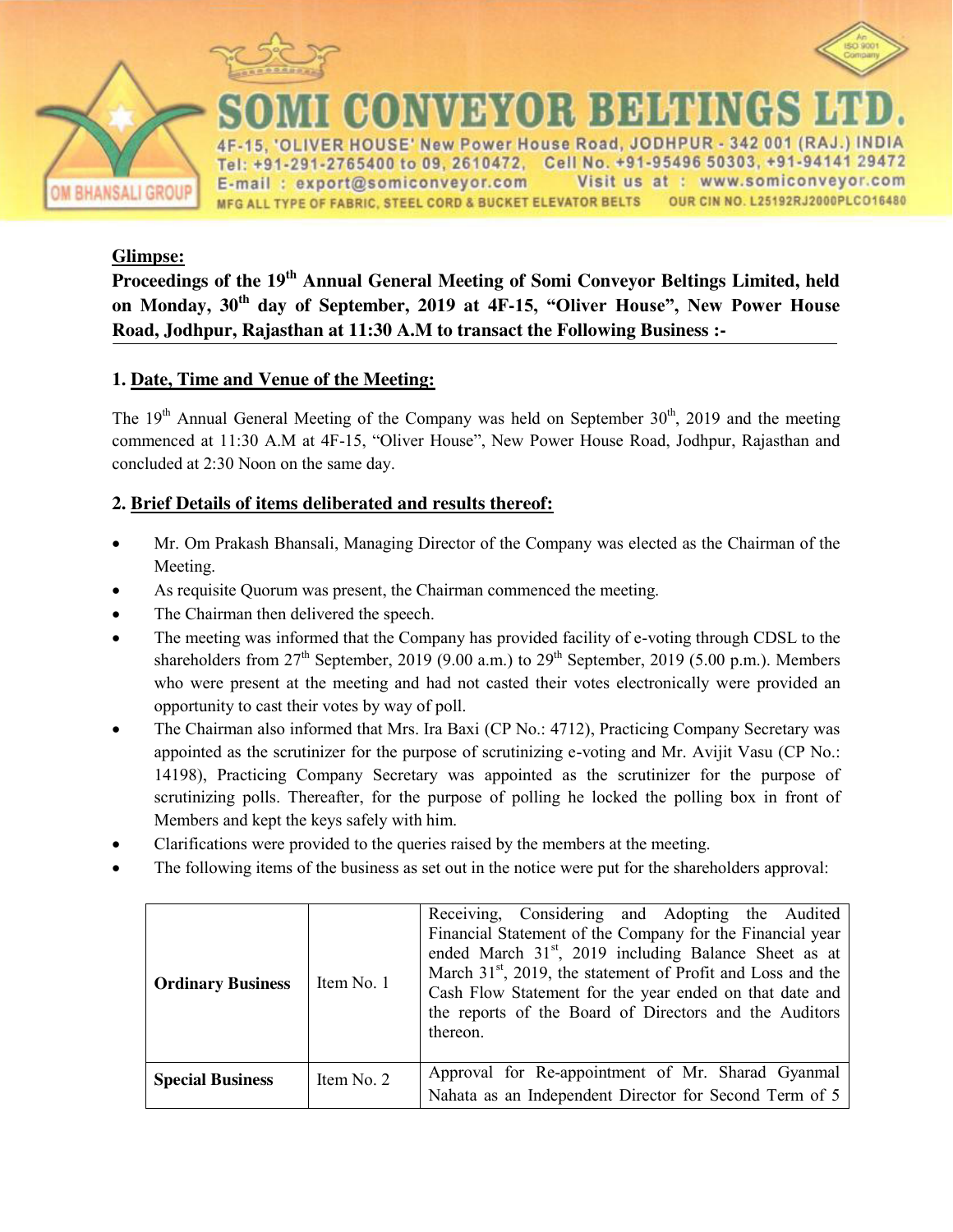**Glimpse:**

**Proceedings of the 19th Annual General Meeting of Somi Conveyor Beltings Limited, held on Monday, 30th day of September, 2019 at 4F-15, "Oliver House", New Power House Road, Jodhpur, Rajasthan at 11:30 A.M to transact the Following Business :-**

## 1. Date, Time and Venue of the Meeting:

The 19th Annual General Meeting of the Company was held on September 30th, 2019 and the meeting commenced at 11:30 A.M at 4F-15, "Oliver House", New Power House Road, Jodhpur, Rajasthan and concluded at 2:30 Noon on the same day.

## 2. Brief Details of items deliberated and results thereof:

- Mr. Om Prakash Bhansali, Managing Director of the Company was elected as the Chairman of the Meeting.
- As requisite Quorum was present, the Chairman commenced the meeting.
- The Chairman then delivered the speech.
- The meeting was informed that the Company has provided facility of e-voting through CDSL to the shareholders from 27th September, 2019 (9.00 a.m.) to 29th September, 2019 (5.00 p.m.). Members who were present at the meeting and had not casted their votes electronically were provided an opportunity to cast their votes by way of poll.
- The Chairman also informed that Mrs. Ira Baxi (CP No.: 4712), Practicing Company Secretary was appointed as the scrutinizer for the purpose of scrutinizing e-voting and Mr. Avijit Vasu (CP No.: 14198), Practicing Company Secretary was appointed as the scrutinizer for the purpose of scrutinizing polls. Thereafter, for the purpose of polling he locked the polling box in front of Members and kept the keys safely with him.
- Clarifications were provided to the queries raised by the members at the meeting.
- The following items of the business as set out in the notice were put for the shareholders approval:

| | | |
|---|---|---|
| **Ordinary Business** | Item No. 1 | Receiving, Considering and Adopting the Audited Financial Statement of the Company for the Financial year ended March 31st, 2019 including Balance Sheet as at March 31st, 2019, the statement of Profit and Loss and the Cash Flow Statement for the year ended on that date and the reports of the Board of Directors and the Auditors thereon. |
| **Special Business** | Item No. 2 | Approval for Re-appointment of Mr. Sharad Gyanmal Nahata as an Independent Director for Second Term of 5 |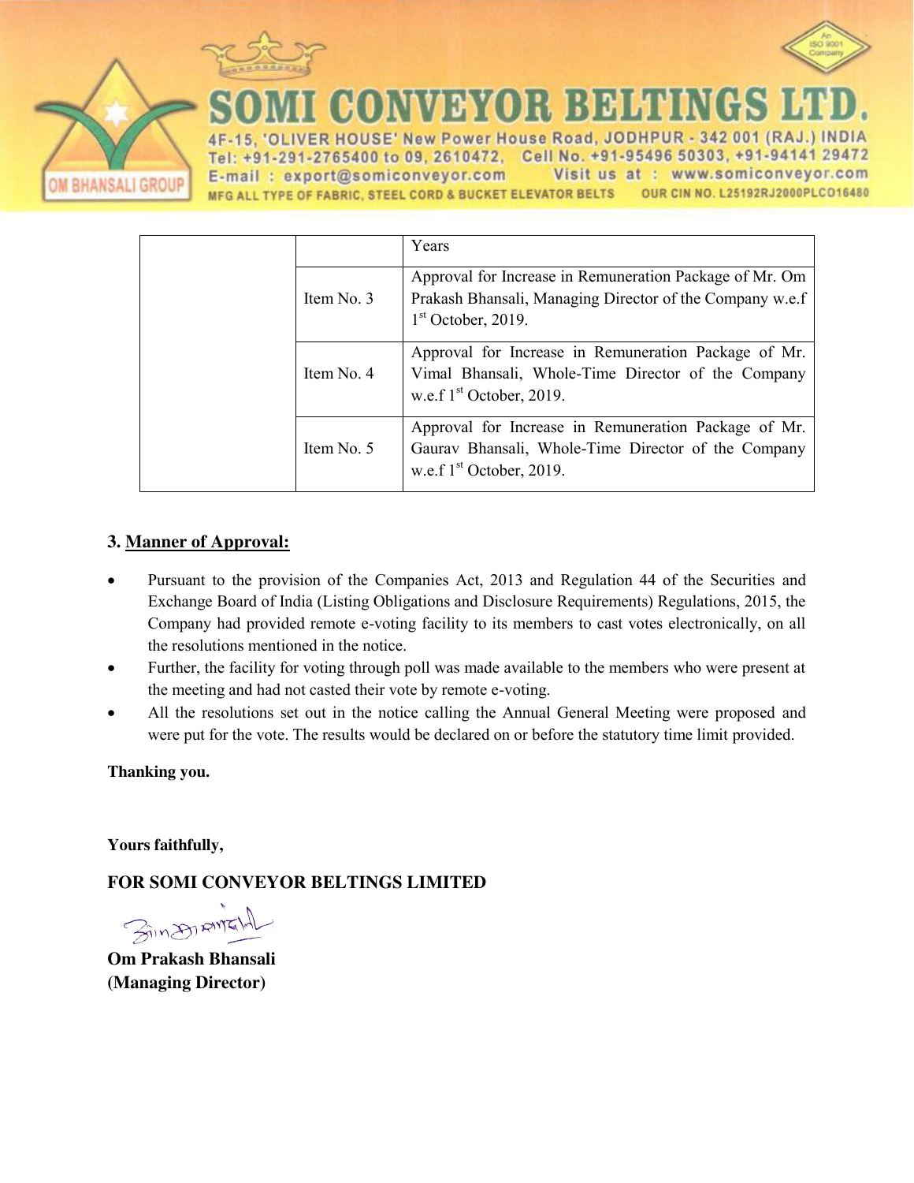| | | |
|---|---|---|
| | | Years |
| | Item No. 3 | Approval for Increase in Remuneration Package of Mr. Om Prakash Bhansali, Managing Director of the Company w.e.f 1st October, 2019. |
| | Item No. 4 | Approval for Increase in Remuneration Package of Mr. Vimal Bhansali, Whole-Time Director of the Company w.e.f 1st October, 2019. |
| | Item No. 5 | Approval for Increase in Remuneration Package of Mr. Gaurav Bhansali, Whole-Time Director of the Company w.e.f 1st October, 2019. |

**3. Manner of Approval:**

- Pursuant to the provision of the Companies Act, 2013 and Regulation 44 of the Securities and Exchange Board of India (Listing Obligations and Disclosure Requirements) Regulations, 2015, the Company had provided remote e-voting facility to its members to cast votes electronically, on all the resolutions mentioned in the notice.
- Further, the facility for voting through poll was made available to the members who were present at the meeting and had not casted their vote by remote e-voting.
- All the resolutions set out in the notice calling the Annual General Meeting were proposed and were put for the vote. The results would be declared on or before the statutory time limit provided.

**Thanking you.**

**Yours faithfully,**

**FOR SOMI CONVEYOR BELTINGS LIMITED**

**Om Prakash Bhansali**
**(Managing Director)**